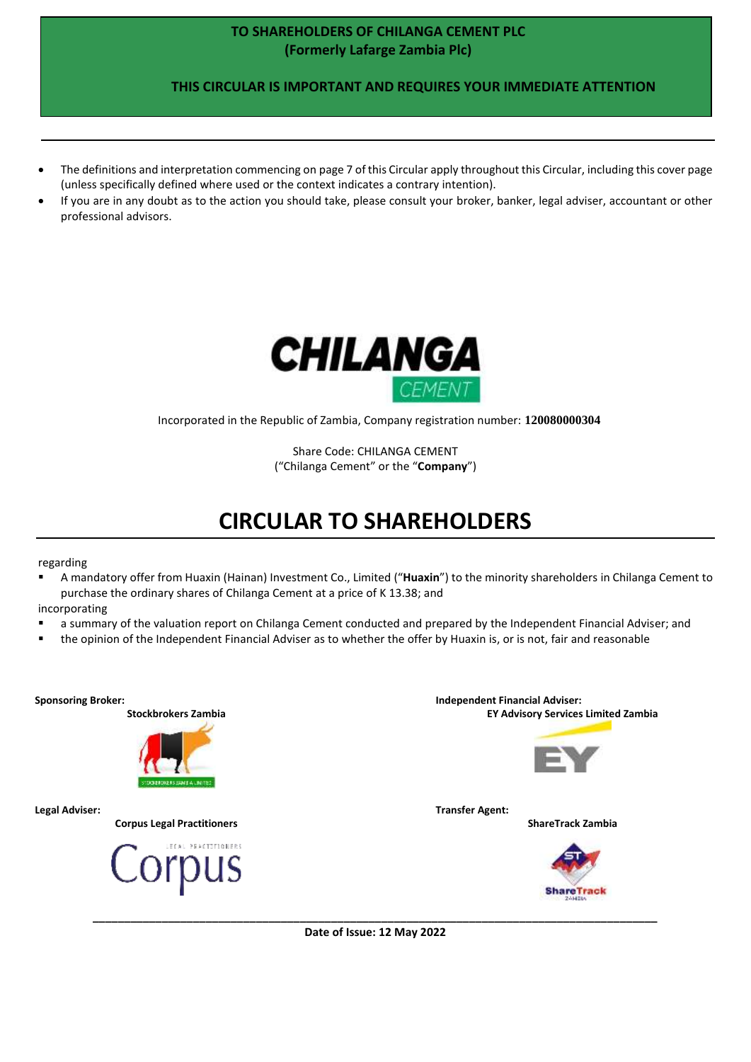**TO SHAREHOLDERS OF CHILANGA CEMENT PLC**
**(Formerly Lafarge Zambia Plc)**

**THIS CIRCULAR IS IMPORTANT AND REQUIRES YOUR IMMEDIATE ATTENTION**

---

- The definitions and interpretation commencing on page 7 of this Circular apply throughout this Circular, including this cover page (unless specifically defined where used or the context indicates a contrary intention).
- If you are in any doubt as to the action you should take, please consult your broker, banker, legal adviser, accountant or other professional advisors.

CHILANGA CEMENT

Incorporated in the Republic of Zambia, Company registration number: **120080000304**

Share Code: CHILANGA CEMENT
("Chilanga Cement" or the "**Company**")

# CIRCULAR TO SHAREHOLDERS

regarding

- A mandatory offer from Huaxin (Hainan) Investment Co., Limited ("**Huaxin**") to the minority shareholders in Chilanga Cement to purchase the ordinary shares of Chilanga Cement at a price of K 13.38; and

incorporating

- a summary of the valuation report on Chilanga Cement conducted and prepared by the Independent Financial Adviser; and
- the opinion of the Independent Financial Adviser as to whether the offer by Huaxin is, or is not, fair and reasonable

**Sponsoring Broker:**
**Stockbrokers Zambia**

**Independent Financial Adviser:**
**EY Advisory Services Limited Zambia**

**Legal Adviser:**
**Corpus Legal Practitioners**

**Transfer Agent:**
**ShareTrack Zambia**

---

**Date of Issue: 12 May 2022**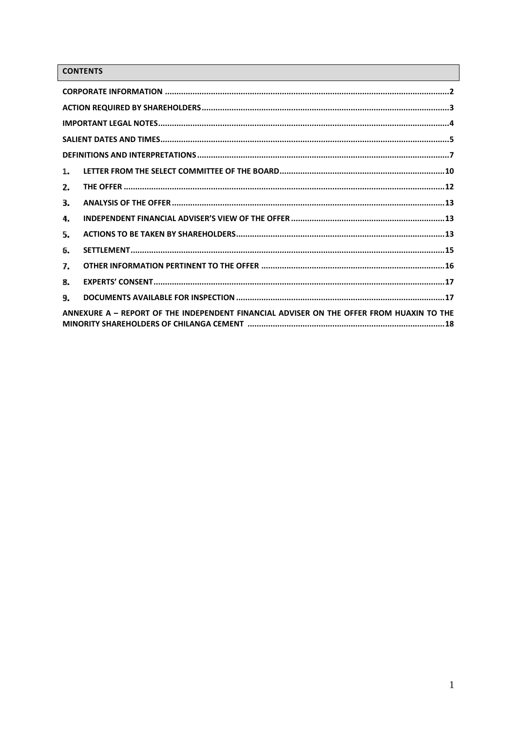## CONTENTS

| | |
|---|---|
| CORPORATE INFORMATION | 2 |
| ACTION REQUIRED BY SHAREHOLDERS | 3 |
| IMPORTANT LEGAL NOTES | 4 |
| SALIENT DATES AND TIMES | 5 |
| DEFINITIONS AND INTERPRETATIONS | 7 |
| 1. LETTER FROM THE SELECT COMMITTEE OF THE BOARD | 10 |
| 2. THE OFFER | 12 |
| 3. ANALYSIS OF THE OFFER | 13 |
| 4. INDEPENDENT FINANCIAL ADVISER'S VIEW OF THE OFFER | 13 |
| 5. ACTIONS TO BE TAKEN BY SHAREHOLDERS | 13 |
| 6. SETTLEMENT | 15 |
| 7. OTHER INFORMATION PERTINENT TO THE OFFER | 16 |
| 8. EXPERTS' CONSENT | 17 |
| 9. DOCUMENTS AVAILABLE FOR INSPECTION | 17 |
| ANNEXURE A – REPORT OF THE INDEPENDENT FINANCIAL ADVISER ON THE OFFER FROM HUAXIN TO THE MINORITY SHAREHOLDERS OF CHILANGA CEMENT | 18 |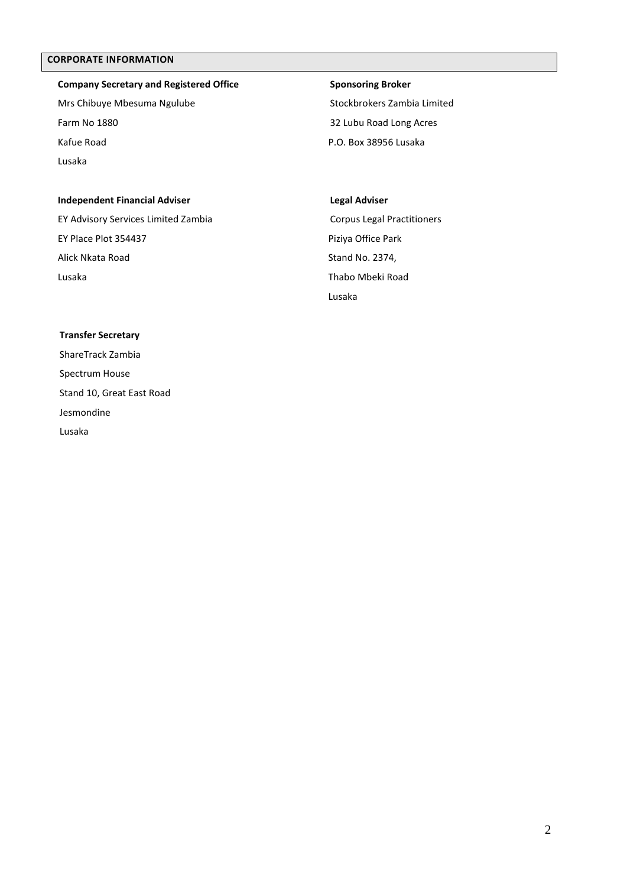## CORPORATE INFORMATION

**Company Secretary and Registered Office**

Mrs Chibuye Mbesuma Ngulube
Farm No 1880
Kafue Road
Lusaka

**Sponsoring Broker**

Stockbrokers Zambia Limited
32 Lubu Road Long Acres
P.O. Box 38956 Lusaka

**Independent Financial Adviser**

EY Advisory Services Limited Zambia
EY Place Plot 354437
Alick Nkata Road
Lusaka

**Legal Adviser**

Corpus Legal Practitioners
Piziya Office Park
Stand No. 2374,
Thabo Mbeki Road
Lusaka

**Transfer Secretary**

ShareTrack Zambia
Spectrum House
Stand 10, Great East Road
Jesmondine
Lusaka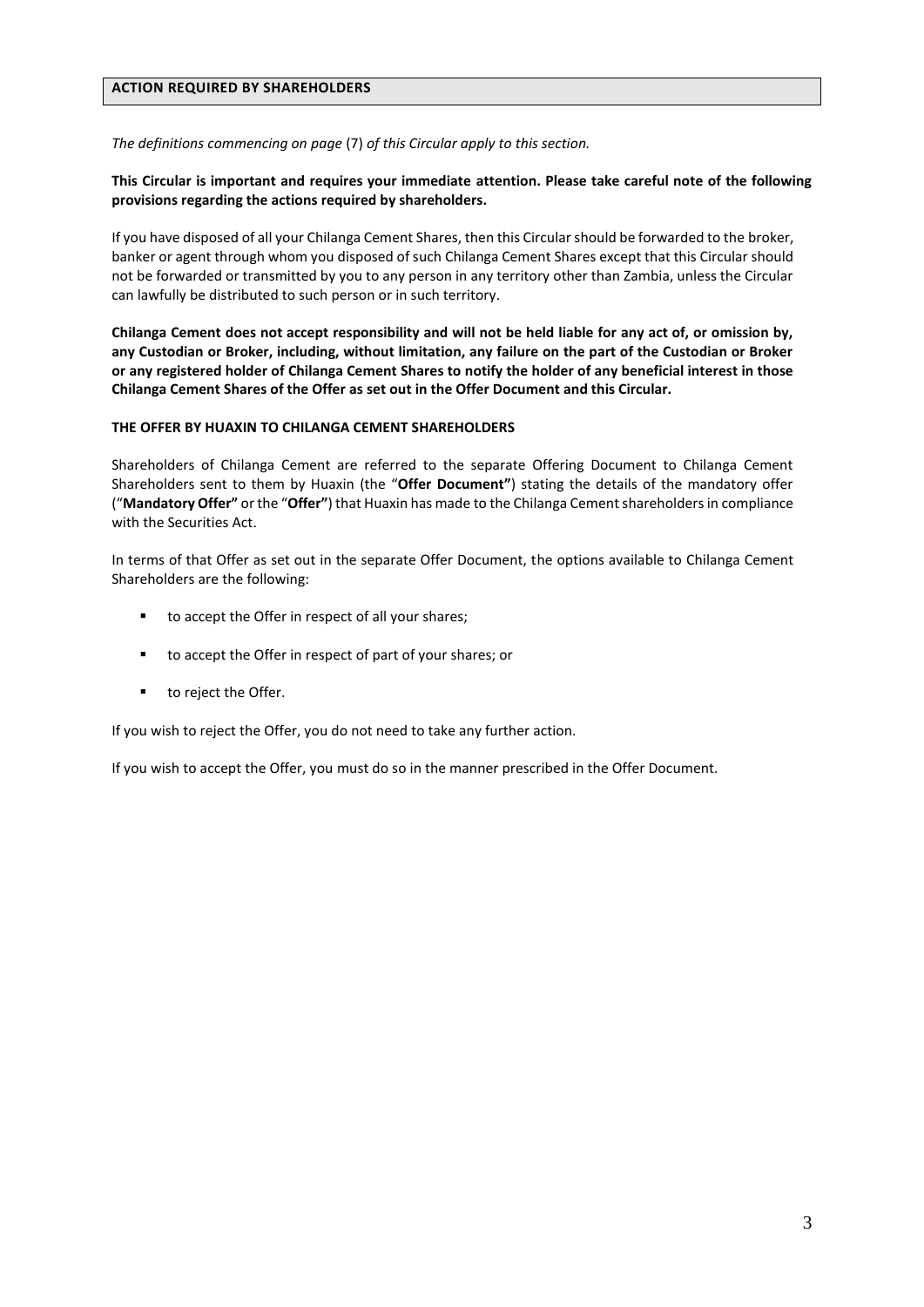## ACTION REQUIRED BY SHAREHOLDERS

*The definitions commencing on page* (7) *of this Circular apply to this section.*

**This Circular is important and requires your immediate attention. Please take careful note of the following provisions regarding the actions required by shareholders.**

If you have disposed of all your Chilanga Cement Shares, then this Circular should be forwarded to the broker, banker or agent through whom you disposed of such Chilanga Cement Shares except that this Circular should not be forwarded or transmitted by you to any person in any territory other than Zambia, unless the Circular can lawfully be distributed to such person or in such territory.

**Chilanga Cement does not accept responsibility and will not be held liable for any act of, or omission by, any Custodian or Broker, including, without limitation, any failure on the part of the Custodian or Broker or any registered holder of Chilanga Cement Shares to notify the holder of any beneficial interest in those Chilanga Cement Shares of the Offer as set out in the Offer Document and this Circular.**

**THE OFFER BY HUAXIN TO CHILANGA CEMENT SHAREHOLDERS**

Shareholders of Chilanga Cement are referred to the separate Offering Document to Chilanga Cement Shareholders sent to them by Huaxin (the "**Offer Document"**) stating the details of the mandatory offer ("**Mandatory Offer"** or the "**Offer"**) that Huaxin has made to the Chilanga Cement shareholders in compliance with the Securities Act.

In terms of that Offer as set out in the separate Offer Document, the options available to Chilanga Cement Shareholders are the following:

- to accept the Offer in respect of all your shares;
- to accept the Offer in respect of part of your shares; or
- to reject the Offer.

If you wish to reject the Offer, you do not need to take any further action.

If you wish to accept the Offer, you must do so in the manner prescribed in the Offer Document.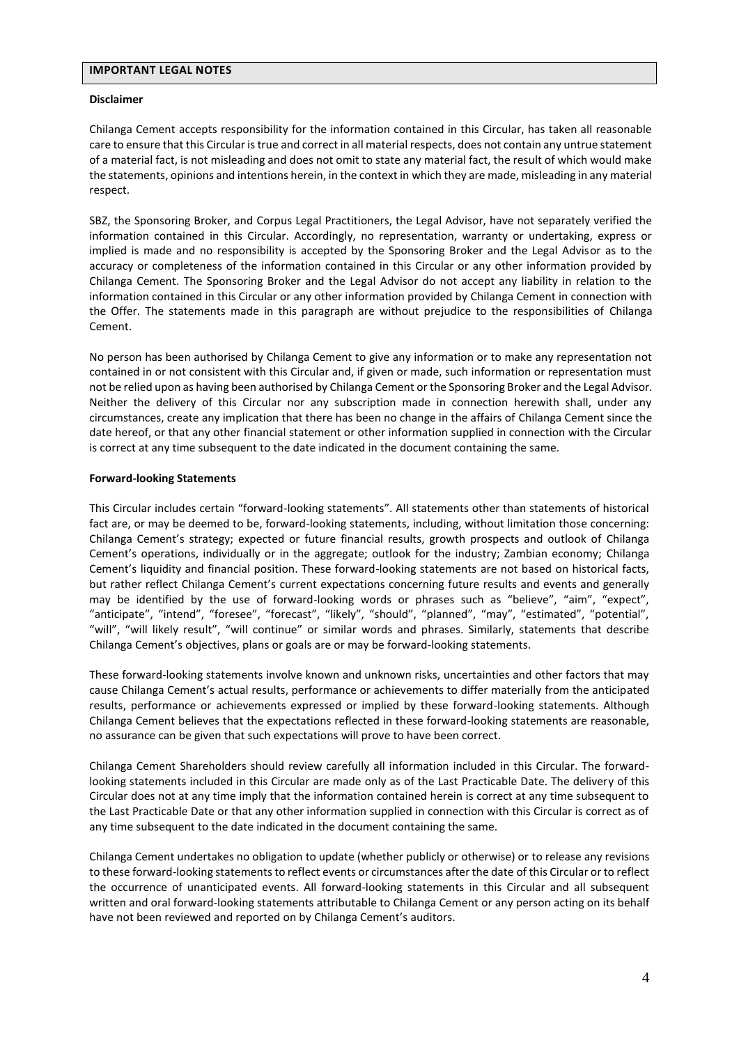## IMPORTANT LEGAL NOTES

### Disclaimer

Chilanga Cement accepts responsibility for the information contained in this Circular, has taken all reasonable care to ensure that this Circular is true and correct in all material respects, does not contain any untrue statement of a material fact, is not misleading and does not omit to state any material fact, the result of which would make the statements, opinions and intentions herein, in the context in which they are made, misleading in any material respect.

SBZ, the Sponsoring Broker, and Corpus Legal Practitioners, the Legal Advisor, have not separately verified the information contained in this Circular. Accordingly, no representation, warranty or undertaking, express or implied is made and no responsibility is accepted by the Sponsoring Broker and the Legal Advisor as to the accuracy or completeness of the information contained in this Circular or any other information provided by Chilanga Cement. The Sponsoring Broker and the Legal Advisor do not accept any liability in relation to the information contained in this Circular or any other information provided by Chilanga Cement in connection with the Offer. The statements made in this paragraph are without prejudice to the responsibilities of Chilanga Cement.

No person has been authorised by Chilanga Cement to give any information or to make any representation not contained in or not consistent with this Circular and, if given or made, such information or representation must not be relied upon as having been authorised by Chilanga Cement or the Sponsoring Broker and the Legal Advisor. Neither the delivery of this Circular nor any subscription made in connection herewith shall, under any circumstances, create any implication that there has been no change in the affairs of Chilanga Cement since the date hereof, or that any other financial statement or other information supplied in connection with the Circular is correct at any time subsequent to the date indicated in the document containing the same.

### Forward-looking Statements

This Circular includes certain "forward-looking statements". All statements other than statements of historical fact are, or may be deemed to be, forward-looking statements, including, without limitation those concerning: Chilanga Cement's strategy; expected or future financial results, growth prospects and outlook of Chilanga Cement's operations, individually or in the aggregate; outlook for the industry; Zambian economy; Chilanga Cement's liquidity and financial position. These forward-looking statements are not based on historical facts, but rather reflect Chilanga Cement's current expectations concerning future results and events and generally may be identified by the use of forward-looking words or phrases such as "believe", "aim", "expect", "anticipate", "intend", "foresee", "forecast", "likely", "should", "planned", "may", "estimated", "potential", "will", "will likely result", "will continue" or similar words and phrases. Similarly, statements that describe Chilanga Cement's objectives, plans or goals are or may be forward-looking statements.

These forward-looking statements involve known and unknown risks, uncertainties and other factors that may cause Chilanga Cement's actual results, performance or achievements to differ materially from the anticipated results, performance or achievements expressed or implied by these forward-looking statements. Although Chilanga Cement believes that the expectations reflected in these forward-looking statements are reasonable, no assurance can be given that such expectations will prove to have been correct.

Chilanga Cement Shareholders should review carefully all information included in this Circular. The forward-looking statements included in this Circular are made only as of the Last Practicable Date. The delivery of this Circular does not at any time imply that the information contained herein is correct at any time subsequent to the Last Practicable Date or that any other information supplied in connection with this Circular is correct as of any time subsequent to the date indicated in the document containing the same.

Chilanga Cement undertakes no obligation to update (whether publicly or otherwise) or to release any revisions to these forward-looking statements to reflect events or circumstances after the date of this Circular or to reflect the occurrence of unanticipated events. All forward-looking statements in this Circular and all subsequent written and oral forward-looking statements attributable to Chilanga Cement or any person acting on its behalf have not been reviewed and reported on by Chilanga Cement's auditors.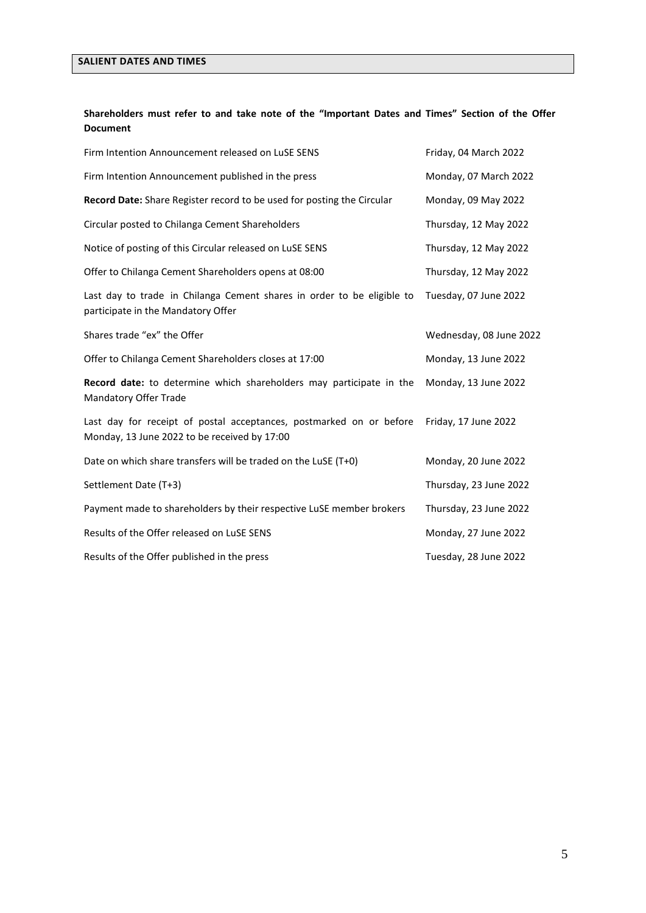## SALIENT DATES AND TIMES

**Shareholders must refer to and take note of the "Important Dates and Times" Section of the Offer Document**

| | |
|---|---|
| Firm Intention Announcement released on LuSE SENS | Friday, 04 March 2022 |
| Firm Intention Announcement published in the press | Monday, 07 March 2022 |
| **Record Date:** Share Register record to be used for posting the Circular | Monday, 09 May 2022 |
| Circular posted to Chilanga Cement Shareholders | Thursday, 12 May 2022 |
| Notice of posting of this Circular released on LuSE SENS | Thursday, 12 May 2022 |
| Offer to Chilanga Cement Shareholders opens at 08:00 | Thursday, 12 May 2022 |
| Last day to trade in Chilanga Cement shares in order to be eligible to participate in the Mandatory Offer | Tuesday, 07 June 2022 |
| Shares trade "ex" the Offer | Wednesday, 08 June 2022 |
| Offer to Chilanga Cement Shareholders closes at 17:00 | Monday, 13 June 2022 |
| **Record date:** to determine which shareholders may participate in the Mandatory Offer Trade | Monday, 13 June 2022 |
| Last day for receipt of postal acceptances, postmarked on or before Monday, 13 June 2022 to be received by 17:00 | Friday, 17 June 2022 |
| Date on which share transfers will be traded on the LuSE (T+0) | Monday, 20 June 2022 |
| Settlement Date (T+3) | Thursday, 23 June 2022 |
| Payment made to shareholders by their respective LuSE member brokers | Thursday, 23 June 2022 |
| Results of the Offer released on LuSE SENS | Monday, 27 June 2022 |
| Results of the Offer published in the press | Tuesday, 28 June 2022 |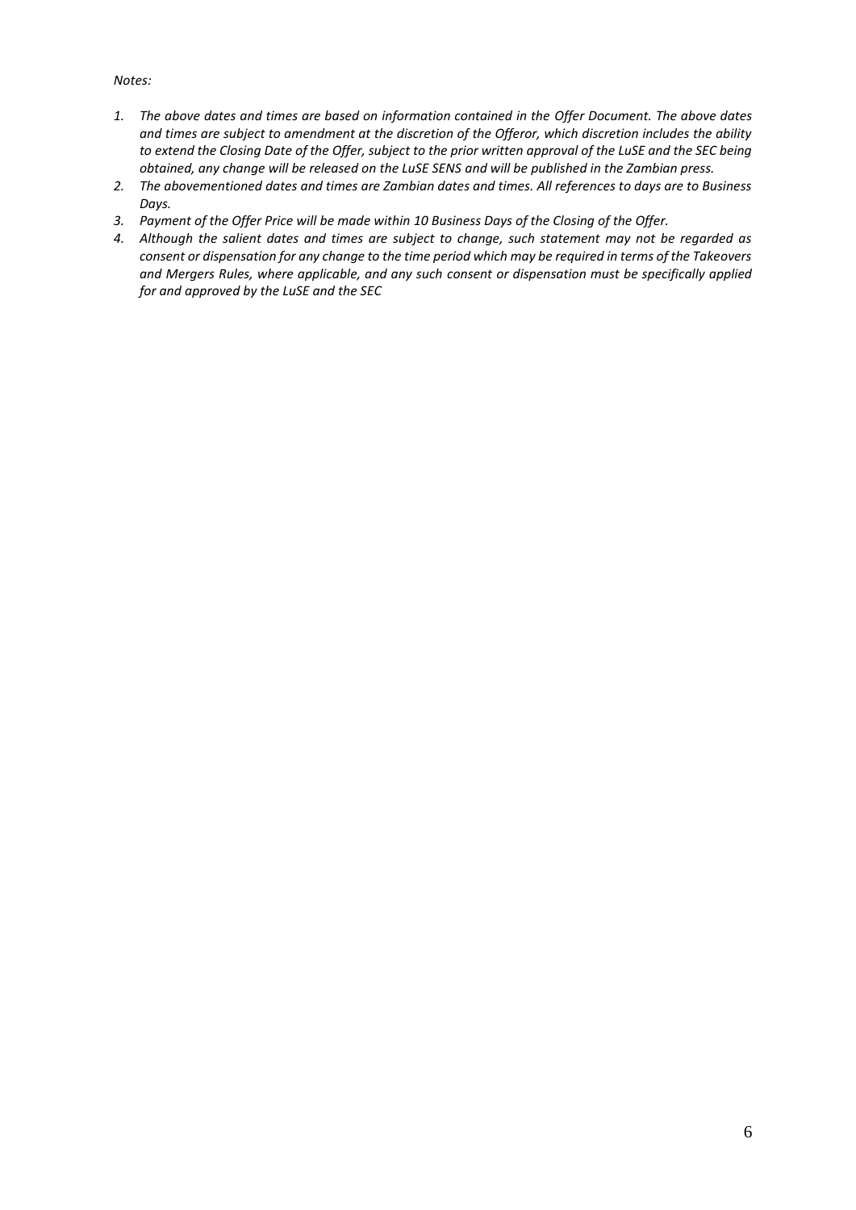*Notes:*

1. *The above dates and times are based on information contained in the Offer Document. The above dates and times are subject to amendment at the discretion of the Offeror, which discretion includes the ability to extend the Closing Date of the Offer, subject to the prior written approval of the LuSE and the SEC being obtained, any change will be released on the LuSE SENS and will be published in the Zambian press.*
2. *The abovementioned dates and times are Zambian dates and times. All references to days are to Business Days.*
3. *Payment of the Offer Price will be made within 10 Business Days of the Closing of the Offer.*
4. *Although the salient dates and times are subject to change, such statement may not be regarded as consent or dispensation for any change to the time period which may be required in terms of the Takeovers and Mergers Rules, where applicable, and any such consent or dispensation must be specifically applied for and approved by the LuSE and the SEC*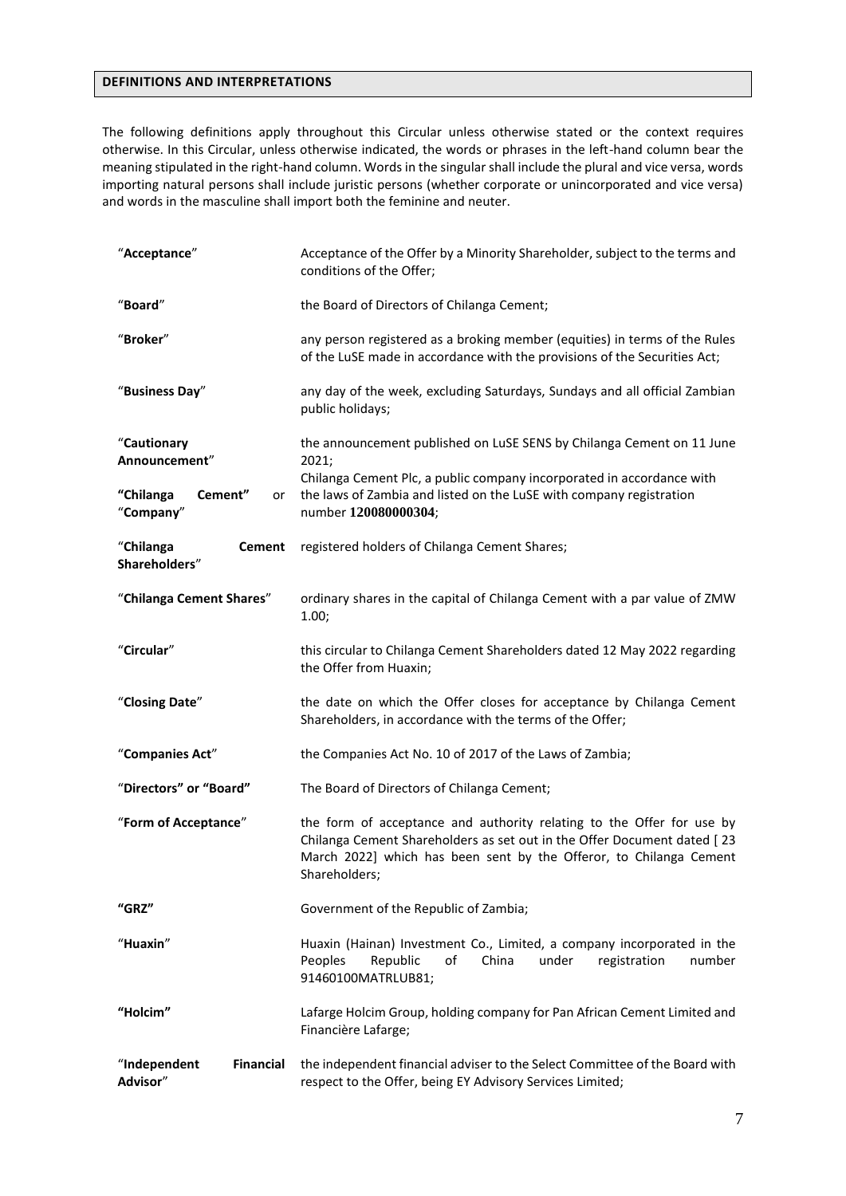## DEFINITIONS AND INTERPRETATIONS

The following definitions apply throughout this Circular unless otherwise stated or the context requires otherwise. In this Circular, unless otherwise indicated, the words or phrases in the left-hand column bear the meaning stipulated in the right-hand column. Words in the singular shall include the plural and vice versa, words importing natural persons shall include juristic persons (whether corporate or unincorporated and vice versa) and words in the masculine shall import both the feminine and neuter.

| | |
|---|---|
| "**Acceptance**" | Acceptance of the Offer by a Minority Shareholder, subject to the terms and conditions of the Offer; |
| "**Board**" | the Board of Directors of Chilanga Cement; |
| "**Broker**" | any person registered as a broking member (equities) in terms of the Rules of the LuSE made in accordance with the provisions of the Securities Act; |
| "**Business Day**" | any day of the week, excluding Saturdays, Sundays and all official Zambian public holidays; |
| "**Cautionary Announcement**" | the announcement published on LuSE SENS by Chilanga Cement on 11 June 2021; |
| **"Chilanga Cement"** or "**Company**" | Chilanga Cement Plc, a public company incorporated in accordance with the laws of Zambia and listed on the LuSE with company registration number **120080000304**; |
| "**Chilanga Cement Shareholders**" | registered holders of Chilanga Cement Shares; |
| "**Chilanga Cement Shares**" | ordinary shares in the capital of Chilanga Cement with a par value of ZMW 1.00; |
| "**Circular**" | this circular to Chilanga Cement Shareholders dated 12 May 2022 regarding the Offer from Huaxin; |
| "**Closing Date**" | the date on which the Offer closes for acceptance by Chilanga Cement Shareholders, in accordance with the terms of the Offer; |
| "**Companies Act**" | the Companies Act No. 10 of 2017 of the Laws of Zambia; |
| "**Directors" or "Board"** | The Board of Directors of Chilanga Cement; |
| "**Form of Acceptance**" | the form of acceptance and authority relating to the Offer for use by Chilanga Cement Shareholders as set out in the Offer Document dated [ 23 March 2022] which has been sent by the Offeror, to Chilanga Cement Shareholders; |
| **"GRZ"** | Government of the Republic of Zambia; |
| "**Huaxin**" | Huaxin (Hainan) Investment Co., Limited, a company incorporated in the Peoples Republic of China under registration number 91460100MATRLUB81; |
| **"Holcim"** | Lafarge Holcim Group, holding company for Pan African Cement Limited and Financière Lafarge; |
| "**Independent Financial Advisor**" | the independent financial adviser to the Select Committee of the Board with respect to the Offer, being EY Advisory Services Limited; |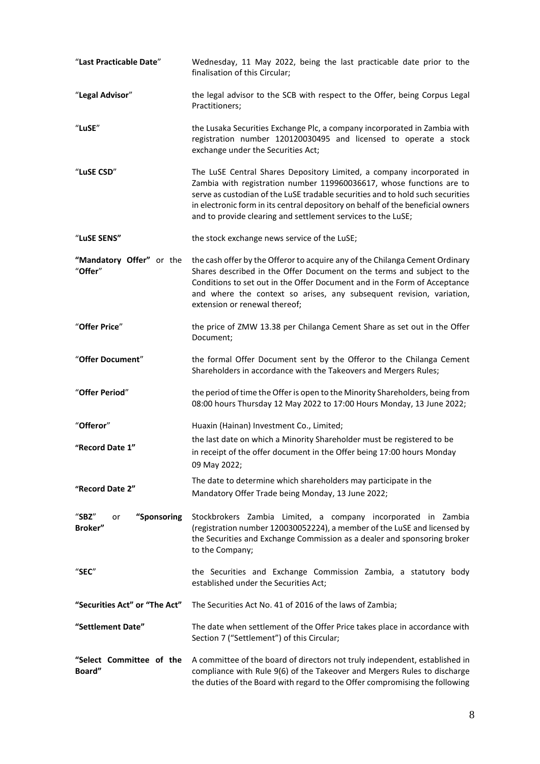| | |
|---|---|
| "**Last Practicable Date**" | Wednesday, 11 May 2022, being the last practicable date prior to the finalisation of this Circular; |
| "**Legal Advisor**" | the legal advisor to the SCB with respect to the Offer, being Corpus Legal Practitioners; |
| "**LuSE**" | the Lusaka Securities Exchange Plc, a company incorporated in Zambia with registration number 120120030495 and licensed to operate a stock exchange under the Securities Act; |
| "**LuSE CSD**" | The LuSE Central Shares Depository Limited, a company incorporated in Zambia with registration number 119960036617, whose functions are to serve as custodian of the LuSE tradable securities and to hold such securities in electronic form in its central depository on behalf of the beneficial owners and to provide clearing and settlement services to the LuSE; |
| "**LuSE SENS"** | the stock exchange news service of the LuSE; |
| **"Mandatory Offer"** or the "**Offer**" | the cash offer by the Offeror to acquire any of the Chilanga Cement Ordinary Shares described in the Offer Document on the terms and subject to the Conditions to set out in the Offer Document and in the Form of Acceptance and where the context so arises, any subsequent revision, variation, extension or renewal thereof; |
| "**Offer Price**" | the price of ZMW 13.38 per Chilanga Cement Share as set out in the Offer Document; |
| "**Offer Document**" | the formal Offer Document sent by the Offeror to the Chilanga Cement Shareholders in accordance with the Takeovers and Mergers Rules; |
| "**Offer Period**" | the period of time the Offer is open to the Minority Shareholders, being from 08:00 hours Thursday 12 May 2022 to 17:00 Hours Monday, 13 June 2022; |
| "**Offeror**" | Huaxin (Hainan) Investment Co., Limited; |
| **"Record Date 1"** | the last date on which a Minority Shareholder must be registered to be in receipt of the offer document in the Offer being 17:00 hours Monday 09 May 2022; |
| **"Record Date 2"** | The date to determine which shareholders may participate in the Mandatory Offer Trade being Monday, 13 June 2022; |
| "**SBZ**" or **"Sponsoring Broker"** | Stockbrokers Zambia Limited, a company incorporated in Zambia (registration number 120030052224), a member of the LuSE and licensed by the Securities and Exchange Commission as a dealer and sponsoring broker to the Company; |
| "**SEC**" | the Securities and Exchange Commission Zambia, a statutory body established under the Securities Act; |
| **"Securities Act" or "The Act"** | The Securities Act No. 41 of 2016 of the laws of Zambia; |
| **"Settlement Date"** | The date when settlement of the Offer Price takes place in accordance with Section 7 ("Settlement") of this Circular; |
| **"Select Committee of the Board"** | A committee of the board of directors not truly independent, established in compliance with Rule 9(6) of the Takeover and Mergers Rules to discharge the duties of the Board with regard to the Offer compromising the following |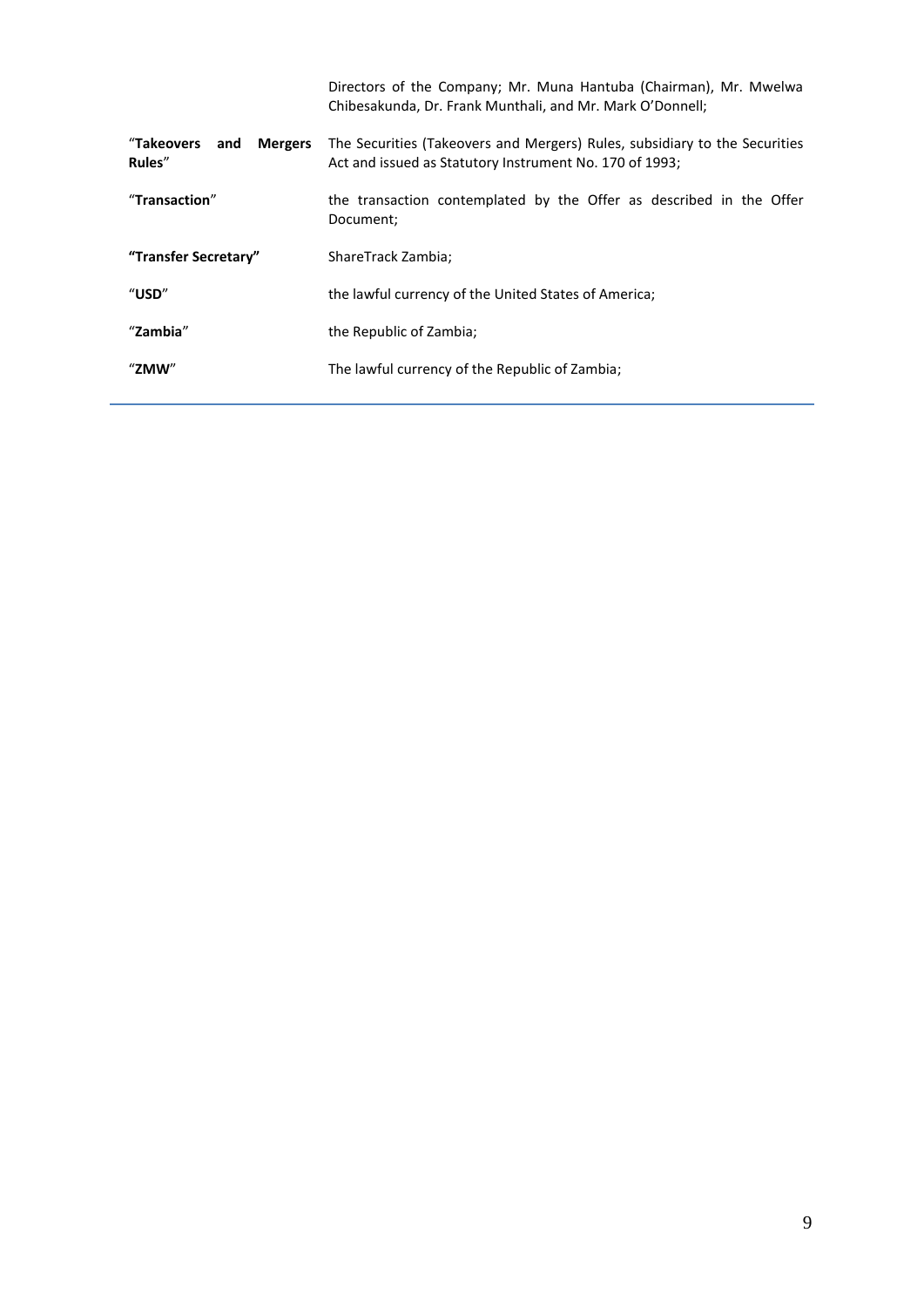| | |
|---|---|
| | Directors of the Company; Mr. Muna Hantuba (Chairman), Mr. Mwelwa Chibesakunda, Dr. Frank Munthali, and Mr. Mark O'Donnell; |
| "**Takeovers and Mergers Rules**" | The Securities (Takeovers and Mergers) Rules, subsidiary to the Securities Act and issued as Statutory Instrument No. 170 of 1993; |
| "**Transaction**" | the transaction contemplated by the Offer as described in the Offer Document; |
| **"Transfer Secretary"** | ShareTrack Zambia; |
| "**USD**" | the lawful currency of the United States of America; |
| "**Zambia**" | the Republic of Zambia; |
| "**ZMW**" | The lawful currency of the Republic of Zambia; |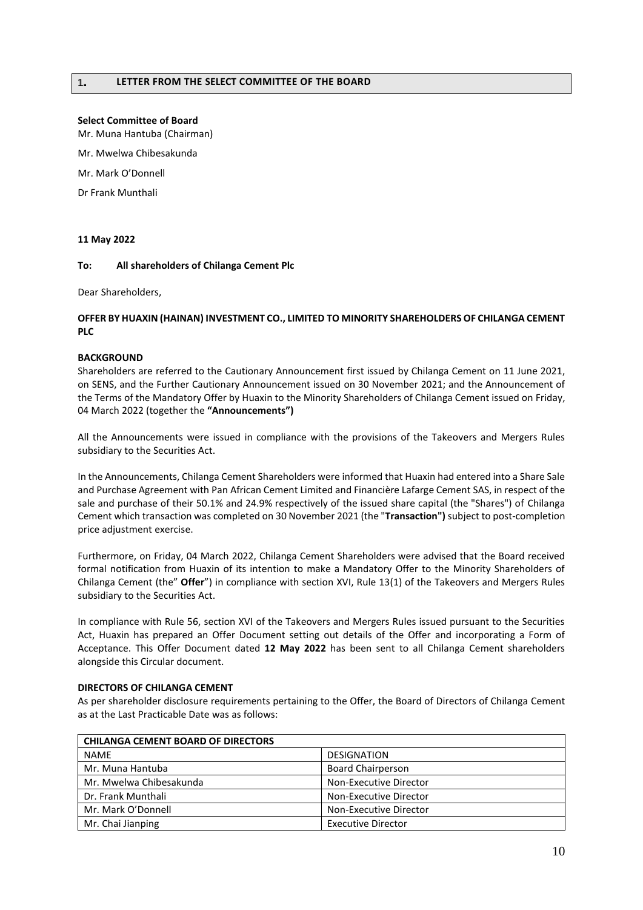## 1. LETTER FROM THE SELECT COMMITTEE OF THE BOARD

**Select Committee of Board**

Mr. Muna Hantuba (Chairman)

Mr. Mwelwa Chibesakunda

Mr. Mark O'Donnell

Dr Frank Munthali

**11 May 2022**

**To: All shareholders of Chilanga Cement Plc**

Dear Shareholders,

**OFFER BY HUAXIN (HAINAN) INVESTMENT CO., LIMITED TO MINORITY SHAREHOLDERS OF CHILANGA CEMENT PLC**

**BACKGROUND**

Shareholders are referred to the Cautionary Announcement first issued by Chilanga Cement on 11 June 2021, on SENS, and the Further Cautionary Announcement issued on 30 November 2021; and the Announcement of the Terms of the Mandatory Offer by Huaxin to the Minority Shareholders of Chilanga Cement issued on Friday, 04 March 2022 (together the **"Announcements")**

All the Announcements were issued in compliance with the provisions of the Takeovers and Mergers Rules subsidiary to the Securities Act.

In the Announcements, Chilanga Cement Shareholders were informed that Huaxin had entered into a Share Sale and Purchase Agreement with Pan African Cement Limited and Financière Lafarge Cement SAS, in respect of the sale and purchase of their 50.1% and 24.9% respectively of the issued share capital (the "Shares") of Chilanga Cement which transaction was completed on 30 November 2021 (the "**Transaction")** subject to post-completion price adjustment exercise.

Furthermore, on Friday, 04 March 2022, Chilanga Cement Shareholders were advised that the Board received formal notification from Huaxin of its intention to make a Mandatory Offer to the Minority Shareholders of Chilanga Cement (the" **Offer**") in compliance with section XVI, Rule 13(1) of the Takeovers and Mergers Rules subsidiary to the Securities Act.

In compliance with Rule 56, section XVI of the Takeovers and Mergers Rules issued pursuant to the Securities Act, Huaxin has prepared an Offer Document setting out details of the Offer and incorporating a Form of Acceptance. This Offer Document dated **12 May 2022** has been sent to all Chilanga Cement shareholders alongside this Circular document.

**DIRECTORS OF CHILANGA CEMENT**

As per shareholder disclosure requirements pertaining to the Offer, the Board of Directors of Chilanga Cement as at the Last Practicable Date was as follows:

| CHILANGA CEMENT BOARD OF DIRECTORS | |
|---|---|
| NAME | DESIGNATION |
| Mr. Muna Hantuba | Board Chairperson |
| Mr. Mwelwa Chibesakunda | Non-Executive Director |
| Dr. Frank Munthali | Non-Executive Director |
| Mr. Mark O'Donnell | Non-Executive Director |
| Mr. Chai Jianping | Executive Director |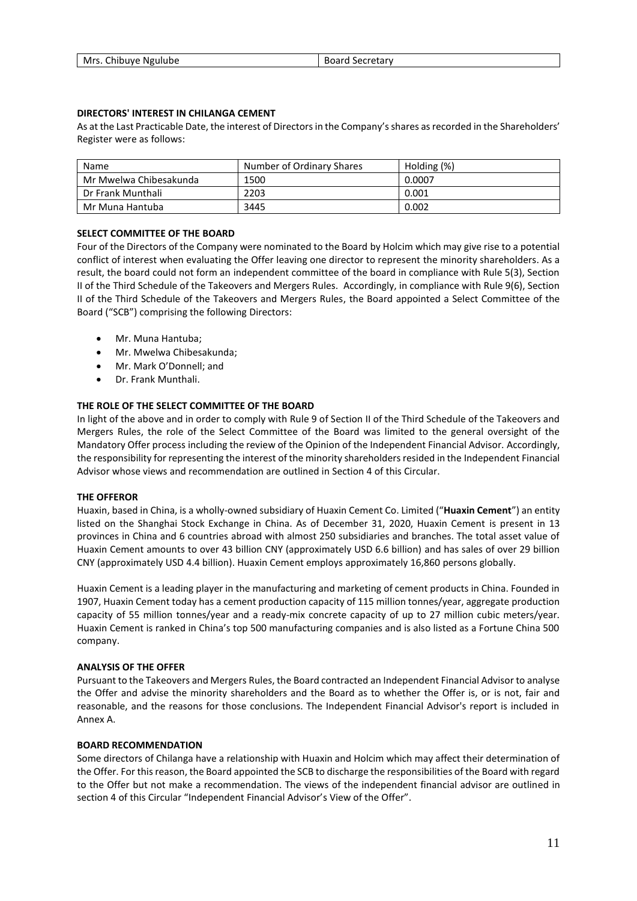| Mrs. Chibuye Ngulube | Board Secretary |
|---|---|

**DIRECTORS' INTEREST IN CHILANGA CEMENT**

As at the Last Practicable Date, the interest of Directors in the Company's shares as recorded in the Shareholders' Register were as follows:

| Name | Number of Ordinary Shares | Holding (%) |
|---|---|---|
| Mr Mwelwa Chibesakunda | 1500 | 0.0007 |
| Dr Frank Munthali | 2203 | 0.001 |
| Mr Muna Hantuba | 3445 | 0.002 |

**SELECT COMMITTEE OF THE BOARD**

Four of the Directors of the Company were nominated to the Board by Holcim which may give rise to a potential conflict of interest when evaluating the Offer leaving one director to represent the minority shareholders. As a result, the board could not form an independent committee of the board in compliance with Rule 5(3), Section II of the Third Schedule of the Takeovers and Mergers Rules. Accordingly, in compliance with Rule 9(6), Section II of the Third Schedule of the Takeovers and Mergers Rules, the Board appointed a Select Committee of the Board ("SCB") comprising the following Directors:

- Mr. Muna Hantuba;
- Mr. Mwelwa Chibesakunda;
- Mr. Mark O'Donnell; and
- Dr. Frank Munthali.

**THE ROLE OF THE SELECT COMMITTEE OF THE BOARD**

In light of the above and in order to comply with Rule 9 of Section II of the Third Schedule of the Takeovers and Mergers Rules, the role of the Select Committee of the Board was limited to the general oversight of the Mandatory Offer process including the review of the Opinion of the Independent Financial Advisor. Accordingly, the responsibility for representing the interest of the minority shareholders resided in the Independent Financial Advisor whose views and recommendation are outlined in Section 4 of this Circular.

**THE OFFEROR**

Huaxin, based in China, is a wholly-owned subsidiary of Huaxin Cement Co. Limited ("**Huaxin Cement**") an entity listed on the Shanghai Stock Exchange in China. As of December 31, 2020, Huaxin Cement is present in 13 provinces in China and 6 countries abroad with almost 250 subsidiaries and branches. The total asset value of Huaxin Cement amounts to over 43 billion CNY (approximately USD 6.6 billion) and has sales of over 29 billion CNY (approximately USD 4.4 billion). Huaxin Cement employs approximately 16,860 persons globally.

Huaxin Cement is a leading player in the manufacturing and marketing of cement products in China. Founded in 1907, Huaxin Cement today has a cement production capacity of 115 million tonnes/year, aggregate production capacity of 55 million tonnes/year and a ready-mix concrete capacity of up to 27 million cubic meters/year. Huaxin Cement is ranked in China's top 500 manufacturing companies and is also listed as a Fortune China 500 company.

**ANALYSIS OF THE OFFER**

Pursuant to the Takeovers and Mergers Rules, the Board contracted an Independent Financial Advisor to analyse the Offer and advise the minority shareholders and the Board as to whether the Offer is, or is not, fair and reasonable, and the reasons for those conclusions. The Independent Financial Advisor's report is included in Annex A.

**BOARD RECOMMENDATION**

Some directors of Chilanga have a relationship with Huaxin and Holcim which may affect their determination of the Offer. For this reason, the Board appointed the SCB to discharge the responsibilities of the Board with regard to the Offer but not make a recommendation. The views of the independent financial advisor are outlined in section 4 of this Circular "Independent Financial Advisor's View of the Offer".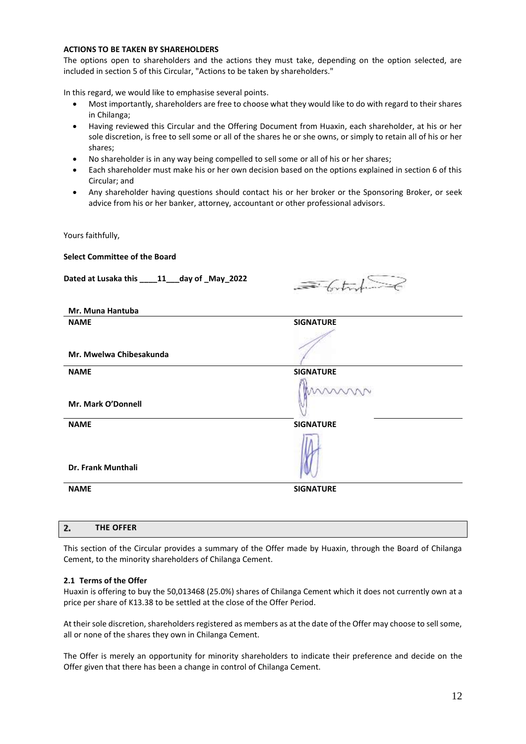**ACTIONS TO BE TAKEN BY SHAREHOLDERS**

The options open to shareholders and the actions they must take, depending on the option selected, are included in section 5 of this Circular, "Actions to be taken by shareholders."

In this regard, we would like to emphasise several points.

- Most importantly, shareholders are free to choose what they would like to do with regard to their shares in Chilanga;
- Having reviewed this Circular and the Offering Document from Huaxin, each shareholder, at his or her sole discretion, is free to sell some or all of the shares he or she owns, or simply to retain all of his or her shares;
- No shareholder is in any way being compelled to sell some or all of his or her shares;
- Each shareholder must make his or her own decision based on the options explained in section 6 of this Circular; and
- Any shareholder having questions should contact his or her broker or the Sponsoring Broker, or seek advice from his or her banker, attorney, accountant or other professional advisors.

Yours faithfully,

**Select Committee of the Board**

**Dated at Lusaka this \_\_\_\_11\_\_\_day of \_May\_2022**

| **Mr. Muna Hantuba** | |
|---|---|
| **NAME** | **SIGNATURE** |
| **Mr. Mwelwa Chibesakunda** | |
| **NAME** | **SIGNATURE** |
| **Mr. Mark O'Donnell** | |
| **NAME** | **SIGNATURE** |
| **Dr. Frank Munthali** | |
| **NAME** | **SIGNATURE** |

## 2. THE OFFER

This section of the Circular provides a summary of the Offer made by Huaxin, through the Board of Chilanga Cement, to the minority shareholders of Chilanga Cement.

### 2.1 Terms of the Offer

Huaxin is offering to buy the 50,013468 (25.0%) shares of Chilanga Cement which it does not currently own at a price per share of K13.38 to be settled at the close of the Offer Period.

At their sole discretion, shareholders registered as members as at the date of the Offer may choose to sell some, all or none of the shares they own in Chilanga Cement.

The Offer is merely an opportunity for minority shareholders to indicate their preference and decide on the Offer given that there has been a change in control of Chilanga Cement.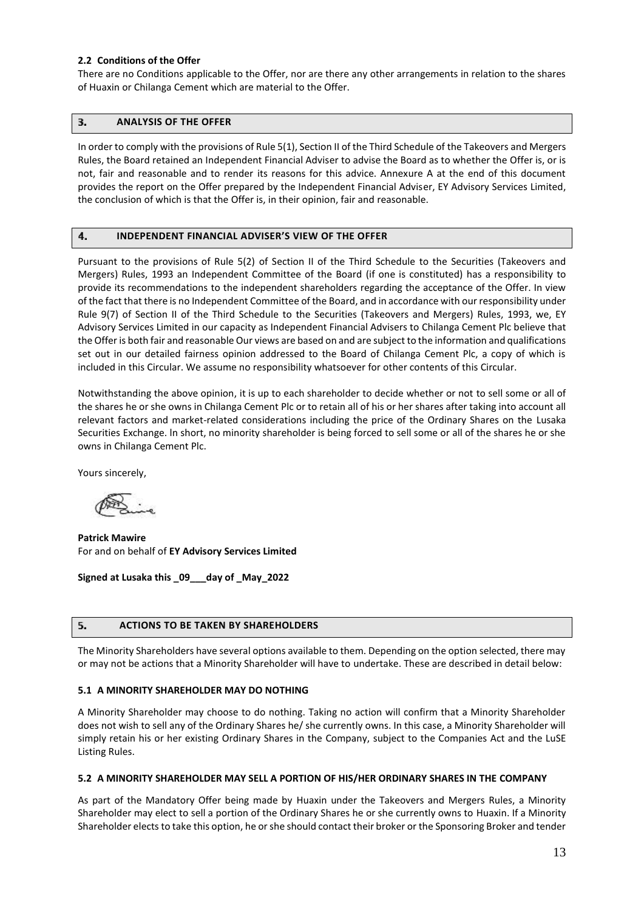### 2.2 Conditions of the Offer

There are no Conditions applicable to the Offer, nor are there any other arrangements in relation to the shares of Huaxin or Chilanga Cement which are material to the Offer.

## 3. ANALYSIS OF THE OFFER

In order to comply with the provisions of Rule 5(1), Section II of the Third Schedule of the Takeovers and Mergers Rules, the Board retained an Independent Financial Adviser to advise the Board as to whether the Offer is, or is not, fair and reasonable and to render its reasons for this advice. Annexure A at the end of this document provides the report on the Offer prepared by the Independent Financial Adviser, EY Advisory Services Limited, the conclusion of which is that the Offer is, in their opinion, fair and reasonable.

## 4. INDEPENDENT FINANCIAL ADVISER'S VIEW OF THE OFFER

Pursuant to the provisions of Rule 5(2) of Section II of the Third Schedule to the Securities (Takeovers and Mergers) Rules, 1993 an Independent Committee of the Board (if one is constituted) has a responsibility to provide its recommendations to the independent shareholders regarding the acceptance of the Offer. In view of the fact that there is no Independent Committee of the Board, and in accordance with our responsibility under Rule 9(7) of Section II of the Third Schedule to the Securities (Takeovers and Mergers) Rules, 1993, we, EY Advisory Services Limited in our capacity as Independent Financial Advisers to Chilanga Cement Plc believe that the Offer is both fair and reasonable Our views are based on and are subject to the information and qualifications set out in our detailed fairness opinion addressed to the Board of Chilanga Cement Plc, a copy of which is included in this Circular. We assume no responsibility whatsoever for other contents of this Circular.

Notwithstanding the above opinion, it is up to each shareholder to decide whether or not to sell some or all of the shares he or she owns in Chilanga Cement Plc or to retain all of his or her shares after taking into account all relevant factors and market-related considerations including the price of the Ordinary Shares on the Lusaka Securities Exchange. In short, no minority shareholder is being forced to sell some or all of the shares he or she owns in Chilanga Cement Plc.

Yours sincerely,

**Patrick Mawire**
For and on behalf of **EY Advisory Services Limited**

**Signed at Lusaka this _09___day of _May_2022**

## 5. ACTIONS TO BE TAKEN BY SHAREHOLDERS

The Minority Shareholders have several options available to them. Depending on the option selected, there may or may not be actions that a Minority Shareholder will have to undertake. These are described in detail below:

### 5.1 A MINORITY SHAREHOLDER MAY DO NOTHING

A Minority Shareholder may choose to do nothing. Taking no action will confirm that a Minority Shareholder does not wish to sell any of the Ordinary Shares he/ she currently owns. In this case, a Minority Shareholder will simply retain his or her existing Ordinary Shares in the Company, subject to the Companies Act and the LuSE Listing Rules.

### 5.2 A MINORITY SHAREHOLDER MAY SELL A PORTION OF HIS/HER ORDINARY SHARES IN THE COMPANY

As part of the Mandatory Offer being made by Huaxin under the Takeovers and Mergers Rules, a Minority Shareholder may elect to sell a portion of the Ordinary Shares he or she currently owns to Huaxin. If a Minority Shareholder elects to take this option, he or she should contact their broker or the Sponsoring Broker and tender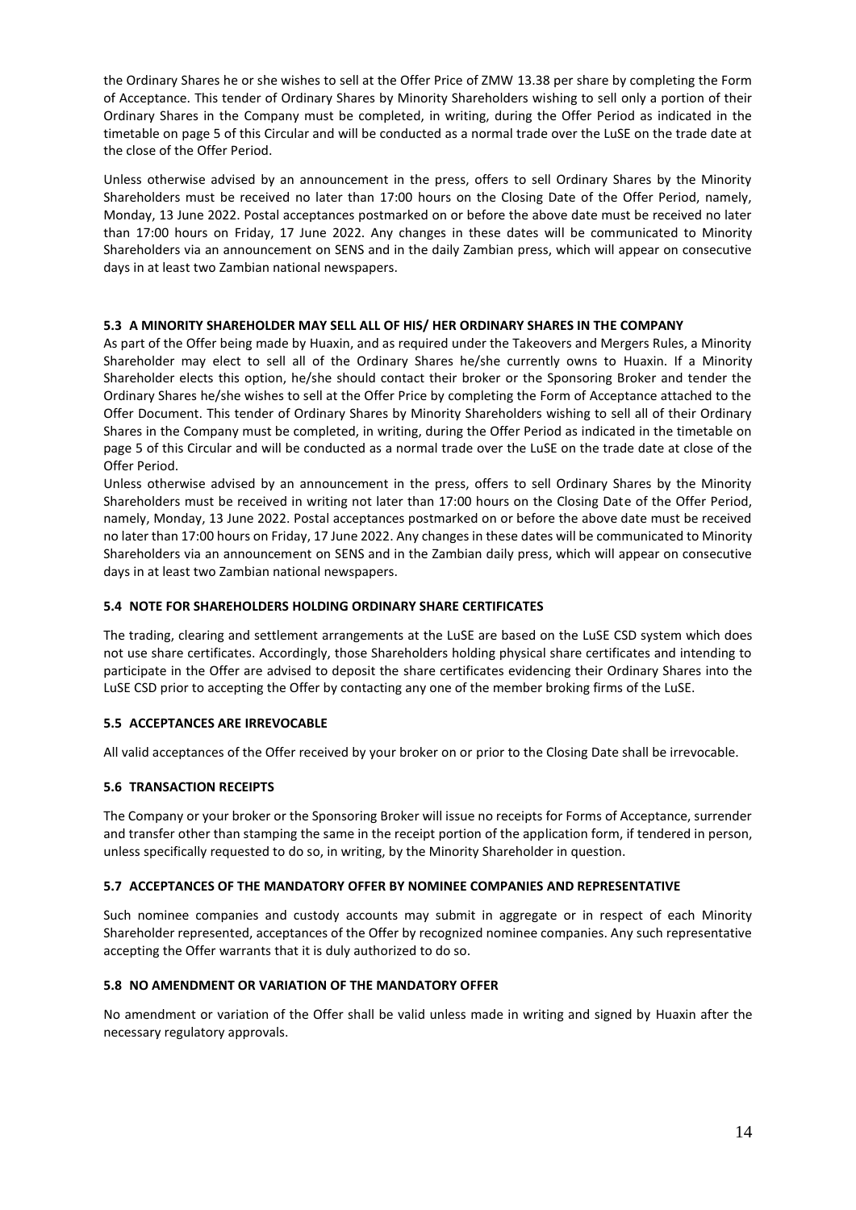the Ordinary Shares he or she wishes to sell at the Offer Price of ZMW 13.38 per share by completing the Form of Acceptance. This tender of Ordinary Shares by Minority Shareholders wishing to sell only a portion of their Ordinary Shares in the Company must be completed, in writing, during the Offer Period as indicated in the timetable on page 5 of this Circular and will be conducted as a normal trade over the LuSE on the trade date at the close of the Offer Period.

Unless otherwise advised by an announcement in the press, offers to sell Ordinary Shares by the Minority Shareholders must be received no later than 17:00 hours on the Closing Date of the Offer Period, namely, Monday, 13 June 2022. Postal acceptances postmarked on or before the above date must be received no later than 17:00 hours on Friday, 17 June 2022. Any changes in these dates will be communicated to Minority Shareholders via an announcement on SENS and in the daily Zambian press, which will appear on consecutive days in at least two Zambian national newspapers.

### 5.3 A MINORITY SHAREHOLDER MAY SELL ALL OF HIS/ HER ORDINARY SHARES IN THE COMPANY

As part of the Offer being made by Huaxin, and as required under the Takeovers and Mergers Rules, a Minority Shareholder may elect to sell all of the Ordinary Shares he/she currently owns to Huaxin. If a Minority Shareholder elects this option, he/she should contact their broker or the Sponsoring Broker and tender the Ordinary Shares he/she wishes to sell at the Offer Price by completing the Form of Acceptance attached to the Offer Document. This tender of Ordinary Shares by Minority Shareholders wishing to sell all of their Ordinary Shares in the Company must be completed, in writing, during the Offer Period as indicated in the timetable on page 5 of this Circular and will be conducted as a normal trade over the LuSE on the trade date at close of the Offer Period.

Unless otherwise advised by an announcement in the press, offers to sell Ordinary Shares by the Minority Shareholders must be received in writing not later than 17:00 hours on the Closing Date of the Offer Period, namely, Monday, 13 June 2022. Postal acceptances postmarked on or before the above date must be received no later than 17:00 hours on Friday, 17 June 2022. Any changes in these dates will be communicated to Minority Shareholders via an announcement on SENS and in the Zambian daily press, which will appear on consecutive days in at least two Zambian national newspapers.

### 5.4 NOTE FOR SHAREHOLDERS HOLDING ORDINARY SHARE CERTIFICATES

The trading, clearing and settlement arrangements at the LuSE are based on the LuSE CSD system which does not use share certificates. Accordingly, those Shareholders holding physical share certificates and intending to participate in the Offer are advised to deposit the share certificates evidencing their Ordinary Shares into the LuSE CSD prior to accepting the Offer by contacting any one of the member broking firms of the LuSE.

### 5.5 ACCEPTANCES ARE IRREVOCABLE

All valid acceptances of the Offer received by your broker on or prior to the Closing Date shall be irrevocable.

### 5.6 TRANSACTION RECEIPTS

The Company or your broker or the Sponsoring Broker will issue no receipts for Forms of Acceptance, surrender and transfer other than stamping the same in the receipt portion of the application form, if tendered in person, unless specifically requested to do so, in writing, by the Minority Shareholder in question.

### 5.7 ACCEPTANCES OF THE MANDATORY OFFER BY NOMINEE COMPANIES AND REPRESENTATIVE

Such nominee companies and custody accounts may submit in aggregate or in respect of each Minority Shareholder represented, acceptances of the Offer by recognized nominee companies. Any such representative accepting the Offer warrants that it is duly authorized to do so.

### 5.8 NO AMENDMENT OR VARIATION OF THE MANDATORY OFFER

No amendment or variation of the Offer shall be valid unless made in writing and signed by Huaxin after the necessary regulatory approvals.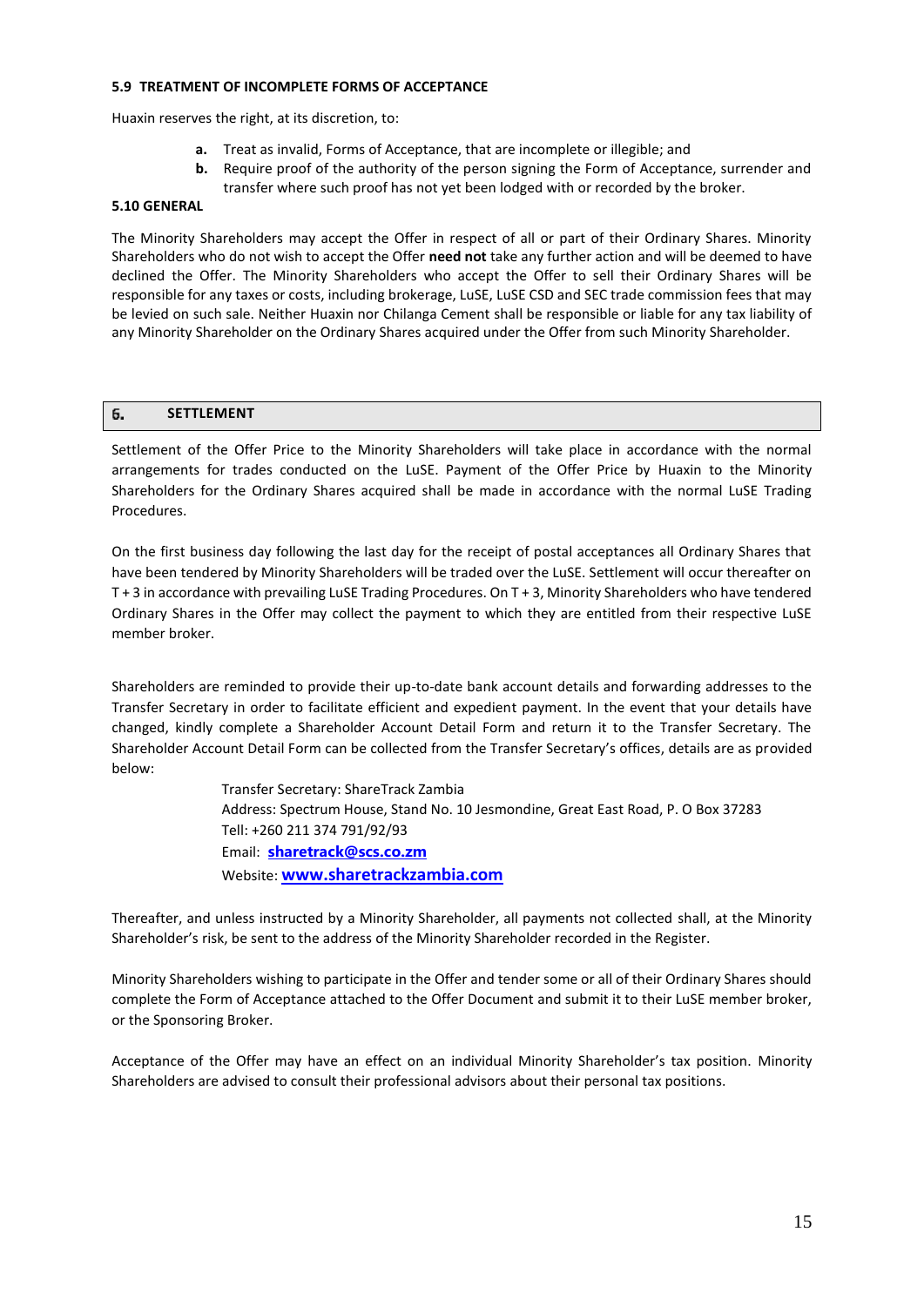### 5.9 TREATMENT OF INCOMPLETE FORMS OF ACCEPTANCE

Huaxin reserves the right, at its discretion, to:

- **a.** Treat as invalid, Forms of Acceptance, that are incomplete or illegible; and
- **b.** Require proof of the authority of the person signing the Form of Acceptance, surrender and transfer where such proof has not yet been lodged with or recorded by the broker.

### 5.10 GENERAL

The Minority Shareholders may accept the Offer in respect of all or part of their Ordinary Shares. Minority Shareholders who do not wish to accept the Offer **need not** take any further action and will be deemed to have declined the Offer. The Minority Shareholders who accept the Offer to sell their Ordinary Shares will be responsible for any taxes or costs, including brokerage, LuSE, LuSE CSD and SEC trade commission fees that may be levied on such sale. Neither Huaxin nor Chilanga Cement shall be responsible or liable for any tax liability of any Minority Shareholder on the Ordinary Shares acquired under the Offer from such Minority Shareholder.

## 6. SETTLEMENT

Settlement of the Offer Price to the Minority Shareholders will take place in accordance with the normal arrangements for trades conducted on the LuSE. Payment of the Offer Price by Huaxin to the Minority Shareholders for the Ordinary Shares acquired shall be made in accordance with the normal LuSE Trading Procedures.

On the first business day following the last day for the receipt of postal acceptances all Ordinary Shares that have been tendered by Minority Shareholders will be traded over the LuSE. Settlement will occur thereafter on T + 3 in accordance with prevailing LuSE Trading Procedures. On T + 3, Minority Shareholders who have tendered Ordinary Shares in the Offer may collect the payment to which they are entitled from their respective LuSE member broker.

Shareholders are reminded to provide their up-to-date bank account details and forwarding addresses to the Transfer Secretary in order to facilitate efficient and expedient payment. In the event that your details have changed, kindly complete a Shareholder Account Detail Form and return it to the Transfer Secretary. The Shareholder Account Detail Form can be collected from the Transfer Secretary's offices, details are as provided below:

> Transfer Secretary: ShareTrack Zambia
> Address: Spectrum House, Stand No. 10 Jesmondine, Great East Road, P. O Box 37283
> Tell: +260 211 374 791/92/93
> Email: **sharetrack@scs.co.zm**
> Website: **www.sharetrackzambia.com**

Thereafter, and unless instructed by a Minority Shareholder, all payments not collected shall, at the Minority Shareholder's risk, be sent to the address of the Minority Shareholder recorded in the Register.

Minority Shareholders wishing to participate in the Offer and tender some or all of their Ordinary Shares should complete the Form of Acceptance attached to the Offer Document and submit it to their LuSE member broker, or the Sponsoring Broker.

Acceptance of the Offer may have an effect on an individual Minority Shareholder's tax position. Minority Shareholders are advised to consult their professional advisors about their personal tax positions.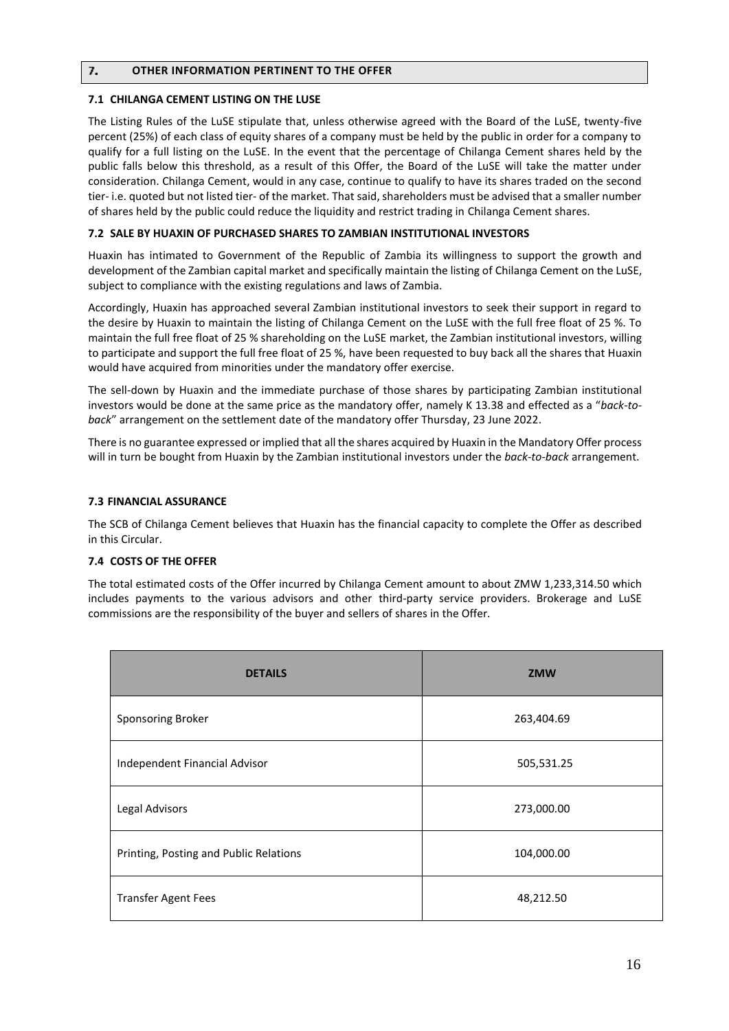## 7. OTHER INFORMATION PERTINENT TO THE OFFER

### 7.1 CHILANGA CEMENT LISTING ON THE LUSE

The Listing Rules of the LuSE stipulate that, unless otherwise agreed with the Board of the LuSE, twenty-five percent (25%) of each class of equity shares of a company must be held by the public in order for a company to qualify for a full listing on the LuSE. In the event that the percentage of Chilanga Cement shares held by the public falls below this threshold, as a result of this Offer, the Board of the LuSE will take the matter under consideration. Chilanga Cement, would in any case, continue to qualify to have its shares traded on the second tier- i.e. quoted but not listed tier- of the market. That said, shareholders must be advised that a smaller number of shares held by the public could reduce the liquidity and restrict trading in Chilanga Cement shares.

### 7.2 SALE BY HUAXIN OF PURCHASED SHARES TO ZAMBIAN INSTITUTIONAL INVESTORS

Huaxin has intimated to Government of the Republic of Zambia its willingness to support the growth and development of the Zambian capital market and specifically maintain the listing of Chilanga Cement on the LuSE, subject to compliance with the existing regulations and laws of Zambia.

Accordingly, Huaxin has approached several Zambian institutional investors to seek their support in regard to the desire by Huaxin to maintain the listing of Chilanga Cement on the LuSE with the full free float of 25 %. To maintain the full free float of 25 % shareholding on the LuSE market, the Zambian institutional investors, willing to participate and support the full free float of 25 %, have been requested to buy back all the shares that Huaxin would have acquired from minorities under the mandatory offer exercise.

The sell-down by Huaxin and the immediate purchase of those shares by participating Zambian institutional investors would be done at the same price as the mandatory offer, namely K 13.38 and effected as a "*back-to-back*" arrangement on the settlement date of the mandatory offer Thursday, 23 June 2022.

There is no guarantee expressed or implied that all the shares acquired by Huaxin in the Mandatory Offer process will in turn be bought from Huaxin by the Zambian institutional investors under the *back-to-back* arrangement.

### 7.3 FINANCIAL ASSURANCE

The SCB of Chilanga Cement believes that Huaxin has the financial capacity to complete the Offer as described in this Circular.

### 7.4 COSTS OF THE OFFER

The total estimated costs of the Offer incurred by Chilanga Cement amount to about ZMW 1,233,314.50 which includes payments to the various advisors and other third-party service providers. Brokerage and LuSE commissions are the responsibility of the buyer and sellers of shares in the Offer.

| DETAILS | ZMW |
|---|---|
| Sponsoring Broker | 263,404.69 |
| Independent Financial Advisor | 505,531.25 |
| Legal Advisors | 273,000.00 |
| Printing, Posting and Public Relations | 104,000.00 |
| Transfer Agent Fees | 48,212.50 |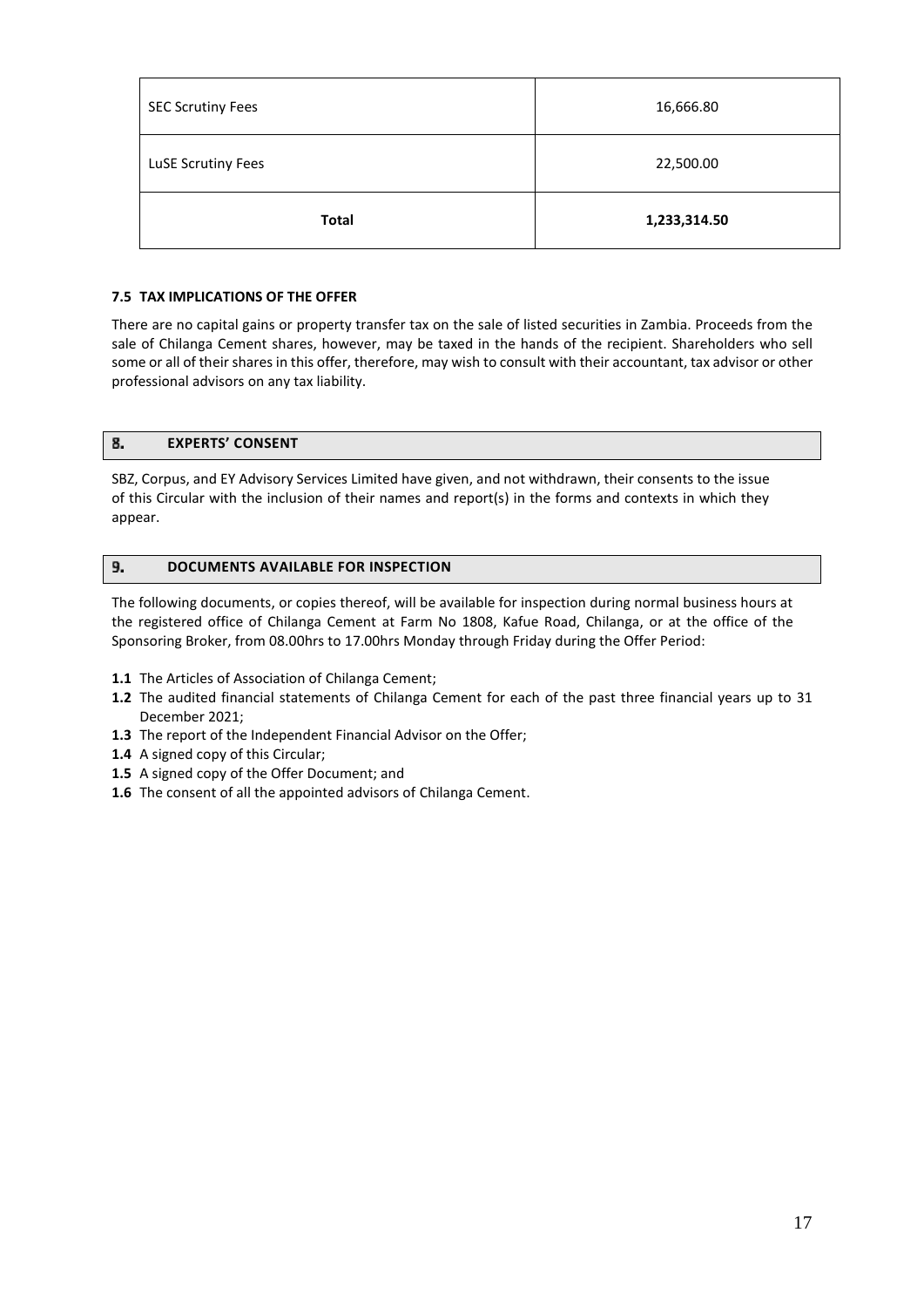| | |
|---|---|
| SEC Scrutiny Fees | 16,666.80 |
| LuSE Scrutiny Fees | 22,500.00 |
| **Total** | **1,233,314.50** |

### 7.5 TAX IMPLICATIONS OF THE OFFER

There are no capital gains or property transfer tax on the sale of listed securities in Zambia. Proceeds from the sale of Chilanga Cement shares, however, may be taxed in the hands of the recipient. Shareholders who sell some or all of their shares in this offer, therefore, may wish to consult with their accountant, tax advisor or other professional advisors on any tax liability.

## 8. EXPERTS' CONSENT

SBZ, Corpus, and EY Advisory Services Limited have given, and not withdrawn, their consents to the issue of this Circular with the inclusion of their names and report(s) in the forms and contexts in which they appear.

## 9. DOCUMENTS AVAILABLE FOR INSPECTION

The following documents, or copies thereof, will be available for inspection during normal business hours at the registered office of Chilanga Cement at Farm No 1808, Kafue Road, Chilanga, or at the office of the Sponsoring Broker, from 08.00hrs to 17.00hrs Monday through Friday during the Offer Period:

- **1.1** The Articles of Association of Chilanga Cement;
- **1.2** The audited financial statements of Chilanga Cement for each of the past three financial years up to 31 December 2021;
- **1.3** The report of the Independent Financial Advisor on the Offer;
- **1.4** A signed copy of this Circular;
- **1.5** A signed copy of the Offer Document; and
- **1.6** The consent of all the appointed advisors of Chilanga Cement.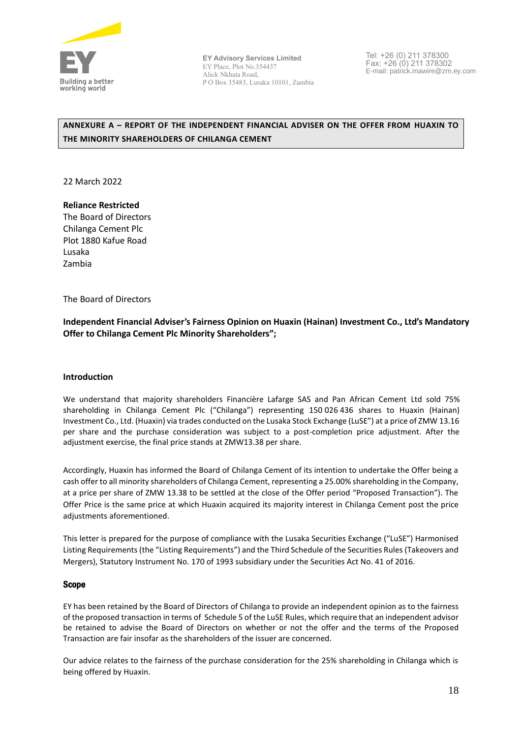EY Advisory Services Limited
EY Place, Plot No.354437
Alick Nkhata Road,
P O Box 35483, Lusaka 10101, Zambia

Tel: +26 (0) 211 378300
Fax: +26 (0) 211 378302
E-mail: patrick.mawire@zm.ey.com

**ANNEXURE A – REPORT OF THE INDEPENDENT FINANCIAL ADVISER ON THE OFFER FROM HUAXIN TO THE MINORITY SHAREHOLDERS OF CHILANGA CEMENT**

22 March 2022

**Reliance Restricted**
The Board of Directors
Chilanga Cement Plc
Plot 1880 Kafue Road
Lusaka
Zambia

The Board of Directors

**Independent Financial Adviser's Fairness Opinion on Huaxin (Hainan) Investment Co., Ltd's Mandatory Offer to Chilanga Cement Plc Minority Shareholders";**

**Introduction**

We understand that majority shareholders Financière Lafarge SAS and Pan African Cement Ltd sold 75% shareholding in Chilanga Cement Plc ("Chilanga") representing 150 026 436 shares to Huaxin (Hainan) Investment Co., Ltd. (Huaxin) via trades conducted on the Lusaka Stock Exchange (LuSE") at a price of ZMW 13.16 per share and the purchase consideration was subject to a post-completion price adjustment. After the adjustment exercise, the final price stands at ZMW13.38 per share.

Accordingly, Huaxin has informed the Board of Chilanga Cement of its intention to undertake the Offer being a cash offer to all minority shareholders of Chilanga Cement, representing a 25.00% shareholding in the Company, at a price per share of ZMW 13.38 to be settled at the close of the Offer period "Proposed Transaction"). The Offer Price is the same price at which Huaxin acquired its majority interest in Chilanga Cement post the price adjustments aforementioned.

This letter is prepared for the purpose of compliance with the Lusaka Securities Exchange ("LuSE") Harmonised Listing Requirements (the "Listing Requirements") and the Third Schedule of the Securities Rules (Takeovers and Mergers), Statutory Instrument No. 170 of 1993 subsidiary under the Securities Act No. 41 of 2016.

**Scope**

EY has been retained by the Board of Directors of Chilanga to provide an independent opinion as to the fairness of the proposed transaction in terms of Schedule 5 of the LuSE Rules, which require that an independent advisor be retained to advise the Board of Directors on whether or not the offer and the terms of the Proposed Transaction are fair insofar as the shareholders of the issuer are concerned.

Our advice relates to the fairness of the purchase consideration for the 25% shareholding in Chilanga which is being offered by Huaxin.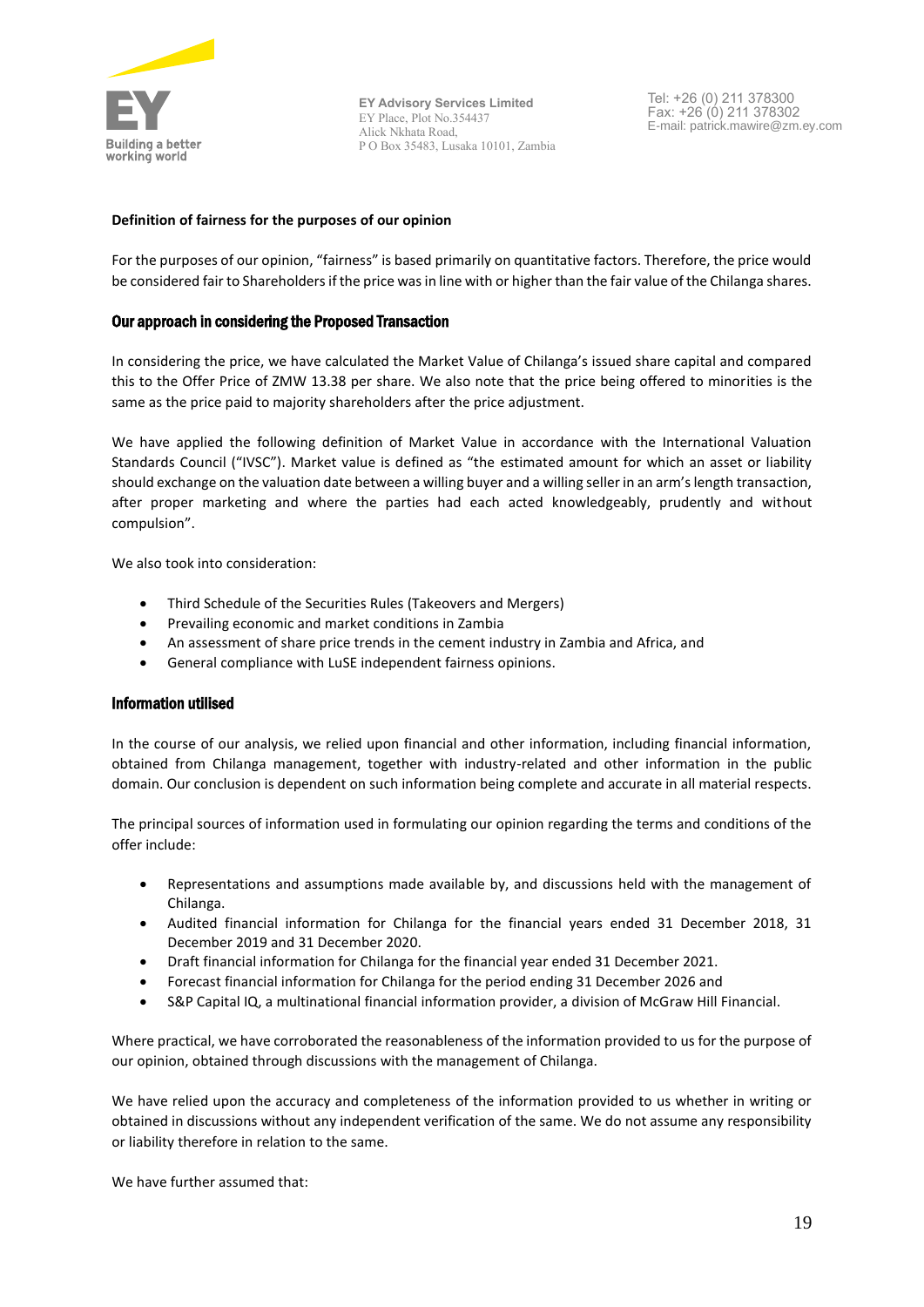**Definition of fairness for the purposes of our opinion**

For the purposes of our opinion, "fairness" is based primarily on quantitative factors. Therefore, the price would be considered fair to Shareholders if the price was in line with or higher than the fair value of the Chilanga shares.

### Our approach in considering the Proposed Transaction

In considering the price, we have calculated the Market Value of Chilanga's issued share capital and compared this to the Offer Price of ZMW 13.38 per share. We also note that the price being offered to minorities is the same as the price paid to majority shareholders after the price adjustment.

We have applied the following definition of Market Value in accordance with the International Valuation Standards Council ("IVSC"). Market value is defined as "the estimated amount for which an asset or liability should exchange on the valuation date between a willing buyer and a willing seller in an arm's length transaction, after proper marketing and where the parties had each acted knowledgeably, prudently and without compulsion".

We also took into consideration:

- Third Schedule of the Securities Rules (Takeovers and Mergers)
- Prevailing economic and market conditions in Zambia
- An assessment of share price trends in the cement industry in Zambia and Africa, and
- General compliance with LuSE independent fairness opinions.

### Information utilised

In the course of our analysis, we relied upon financial and other information, including financial information, obtained from Chilanga management, together with industry-related and other information in the public domain. Our conclusion is dependent on such information being complete and accurate in all material respects.

The principal sources of information used in formulating our opinion regarding the terms and conditions of the offer include:

- Representations and assumptions made available by, and discussions held with the management of Chilanga.
- Audited financial information for Chilanga for the financial years ended 31 December 2018, 31 December 2019 and 31 December 2020.
- Draft financial information for Chilanga for the financial year ended 31 December 2021.
- Forecast financial information for Chilanga for the period ending 31 December 2026 and
- S&P Capital IQ, a multinational financial information provider, a division of McGraw Hill Financial.

Where practical, we have corroborated the reasonableness of the information provided to us for the purpose of our opinion, obtained through discussions with the management of Chilanga.

We have relied upon the accuracy and completeness of the information provided to us whether in writing or obtained in discussions without any independent verification of the same. We do not assume any responsibility or liability therefore in relation to the same.

We have further assumed that: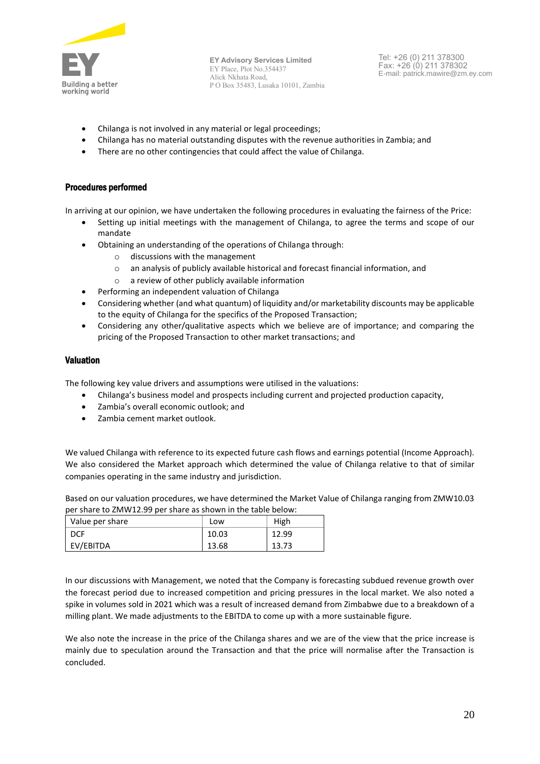- Chilanga is not involved in any material or legal proceedings;
- Chilanga has no material outstanding disputes with the revenue authorities in Zambia; and
- There are no other contingencies that could affect the value of Chilanga.

## Procedures performed

In arriving at our opinion, we have undertaken the following procedures in evaluating the fairness of the Price:

- Setting up initial meetings with the management of Chilanga, to agree the terms and scope of our mandate
- Obtaining an understanding of the operations of Chilanga through:
  - discussions with the management
  - an analysis of publicly available historical and forecast financial information, and
  - a review of other publicly available information
- Performing an independent valuation of Chilanga
- Considering whether (and what quantum) of liquidity and/or marketability discounts may be applicable to the equity of Chilanga for the specifics of the Proposed Transaction;
- Considering any other/qualitative aspects which we believe are of importance; and comparing the pricing of the Proposed Transaction to other market transactions; and

## Valuation

The following key value drivers and assumptions were utilised in the valuations:

- Chilanga's business model and prospects including current and projected production capacity,
- Zambia's overall economic outlook; and
- Zambia cement market outlook.

We valued Chilanga with reference to its expected future cash flows and earnings potential (Income Approach). We also considered the Market approach which determined the value of Chilanga relative to that of similar companies operating in the same industry and jurisdiction.

Based on our valuation procedures, we have determined the Market Value of Chilanga ranging from ZMW10.03 per share to ZMW12.99 per share as shown in the table below:

| Value per share | Low | High |
|---|---|---|
| DCF | 10.03 | 12.99 |
| EV/EBITDA | 13.68 | 13.73 |

In our discussions with Management, we noted that the Company is forecasting subdued revenue growth over the forecast period due to increased competition and pricing pressures in the local market. We also noted a spike in volumes sold in 2021 which was a result of increased demand from Zimbabwe due to a breakdown of a milling plant. We made adjustments to the EBITDA to come up with a more sustainable figure.

We also note the increase in the price of the Chilanga shares and we are of the view that the price increase is mainly due to speculation around the Transaction and that the price will normalise after the Transaction is concluded.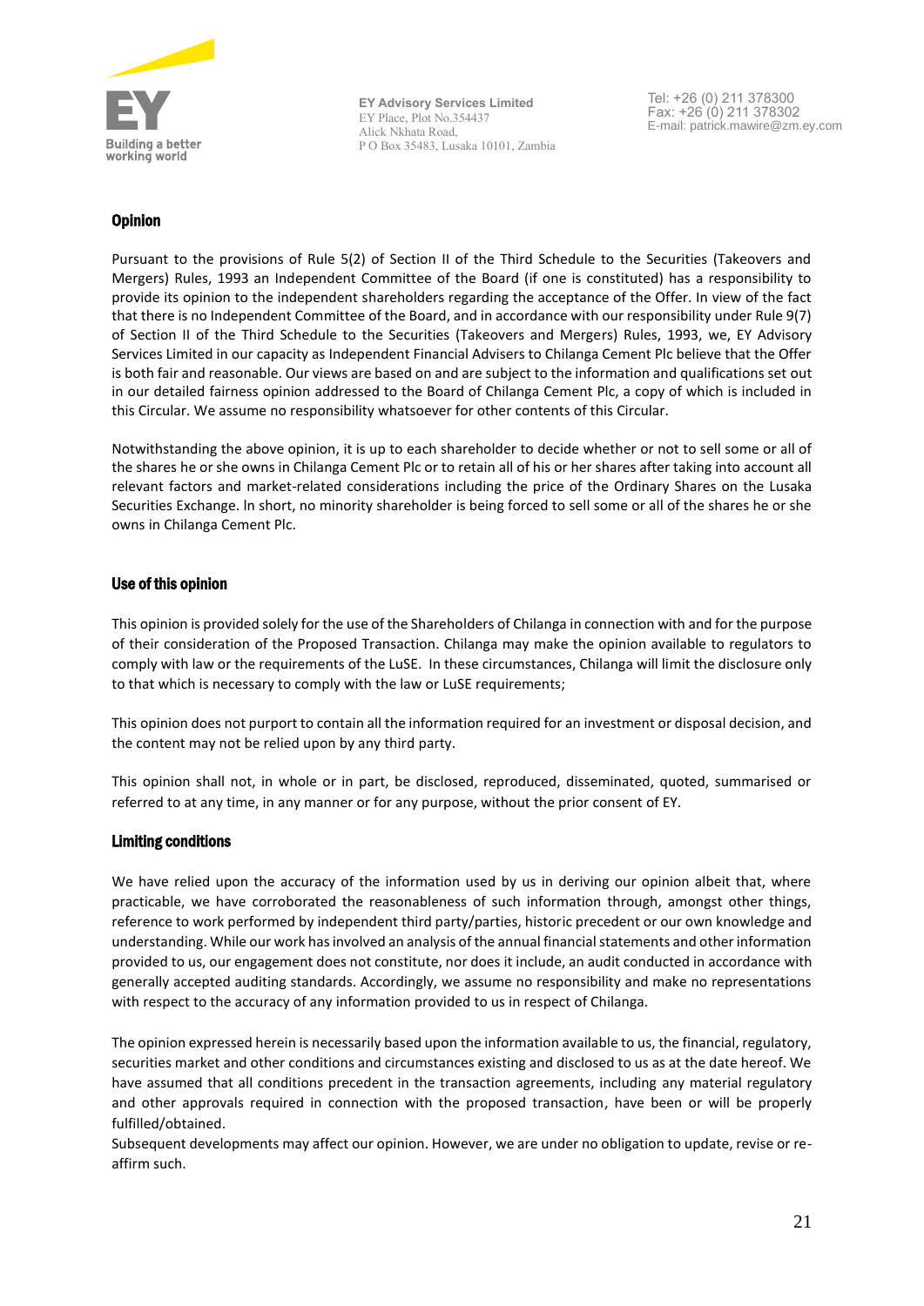EY Advisory Services Limited
EY Place, Plot No.354437
Alick Nkhata Road,
P O Box 35483, Lusaka 10101, Zambia

Tel: +26 (0) 211 378300
Fax: +26 (0) 211 378302
E-mail: patrick.mawire@zm.ey.com

### Opinion

Pursuant to the provisions of Rule 5(2) of Section II of the Third Schedule to the Securities (Takeovers and Mergers) Rules, 1993 an Independent Committee of the Board (if one is constituted) has a responsibility to provide its opinion to the independent shareholders regarding the acceptance of the Offer. In view of the fact that there is no Independent Committee of the Board, and in accordance with our responsibility under Rule 9(7) of Section II of the Third Schedule to the Securities (Takeovers and Mergers) Rules, 1993, we, EY Advisory Services Limited in our capacity as Independent Financial Advisers to Chilanga Cement Plc believe that the Offer is both fair and reasonable. Our views are based on and are subject to the information and qualifications set out in our detailed fairness opinion addressed to the Board of Chilanga Cement Plc, a copy of which is included in this Circular. We assume no responsibility whatsoever for other contents of this Circular.

Notwithstanding the above opinion, it is up to each shareholder to decide whether or not to sell some or all of the shares he or she owns in Chilanga Cement Plc or to retain all of his or her shares after taking into account all relevant factors and market-related considerations including the price of the Ordinary Shares on the Lusaka Securities Exchange. ln short, no minority shareholder is being forced to sell some or all of the shares he or she owns in Chilanga Cement Plc.

### Use of this opinion

This opinion is provided solely for the use of the Shareholders of Chilanga in connection with and for the purpose of their consideration of the Proposed Transaction. Chilanga may make the opinion available to regulators to comply with law or the requirements of the LuSE. In these circumstances, Chilanga will limit the disclosure only to that which is necessary to comply with the law or LuSE requirements;

This opinion does not purport to contain all the information required for an investment or disposal decision, and the content may not be relied upon by any third party.

This opinion shall not, in whole or in part, be disclosed, reproduced, disseminated, quoted, summarised or referred to at any time, in any manner or for any purpose, without the prior consent of EY.

### Limiting conditions

We have relied upon the accuracy of the information used by us in deriving our opinion albeit that, where practicable, we have corroborated the reasonableness of such information through, amongst other things, reference to work performed by independent third party/parties, historic precedent or our own knowledge and understanding. While our work has involved an analysis of the annual financial statements and other information provided to us, our engagement does not constitute, nor does it include, an audit conducted in accordance with generally accepted auditing standards. Accordingly, we assume no responsibility and make no representations with respect to the accuracy of any information provided to us in respect of Chilanga.

The opinion expressed herein is necessarily based upon the information available to us, the financial, regulatory, securities market and other conditions and circumstances existing and disclosed to us as at the date hereof. We have assumed that all conditions precedent in the transaction agreements, including any material regulatory and other approvals required in connection with the proposed transaction, have been or will be properly fulfilled/obtained.
Subsequent developments may affect our opinion. However, we are under no obligation to update, revise or re-affirm such.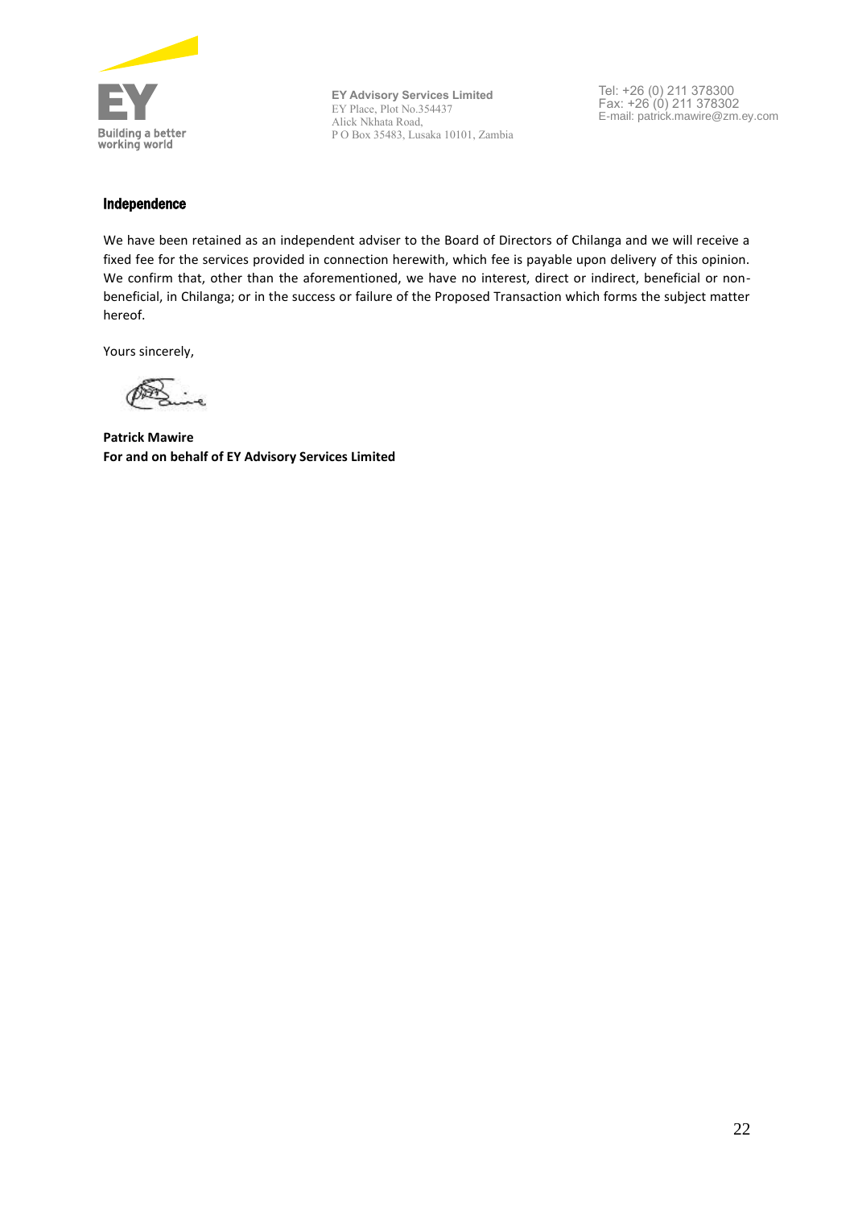EY Advisory Services Limited
EY Place, Plot No.354437
Alick Nkhata Road,
P O Box 35483, Lusaka 10101, Zambia

Tel: +26 (0) 211 378300
Fax: +26 (0) 211 378302
E-mail: patrick.mawire@zm.ey.com

## Independence

We have been retained as an independent adviser to the Board of Directors of Chilanga and we will receive a fixed fee for the services provided in connection herewith, which fee is payable upon delivery of this opinion. We confirm that, other than the aforementioned, we have no interest, direct or indirect, beneficial or non-beneficial, in Chilanga; or in the success or failure of the Proposed Transaction which forms the subject matter hereof.

Yours sincerely,

**Patrick Mawire**
**For and on behalf of EY Advisory Services Limited**